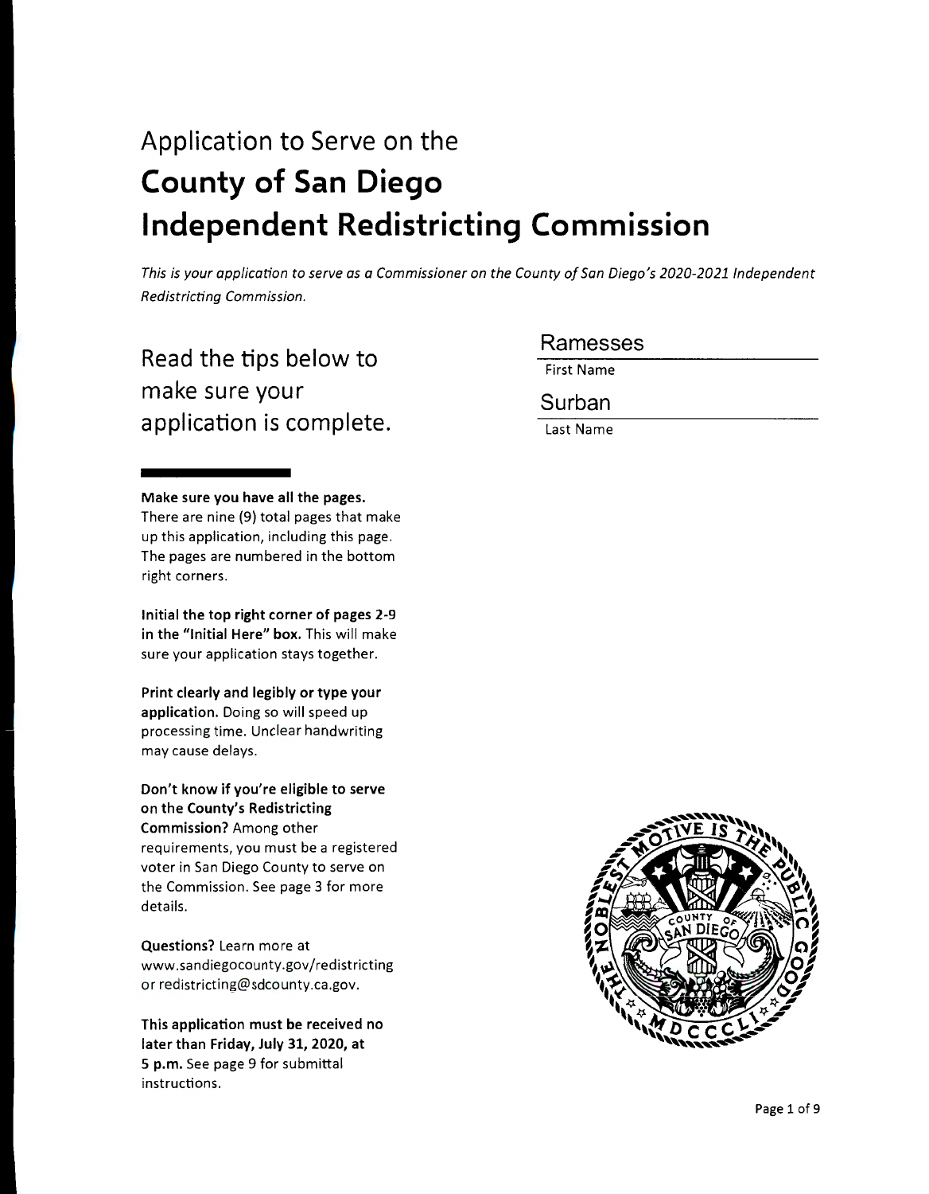# Application to Serve on the **County of San Diego Independent Redistricting Commission**

*This is your application to serve as a Commissioner on the County of San Diego's 2020-2021 Independent Redistricting Commission.*

## Read the tips below to make sure your application is complete.

First Name: Ramesses

Last Name: Surban

**Make sure you have all the pages.** There are nine (9) total pages that make up this application, including this page. The pages are numbered in the bottom right corners.

**Initial the top right corner of pages 2-9 in the "Initial Here" box.** This will make sure your application stays together.

**Print clearly and legibly or type your application.** Doing so will speed up processing time. Unclear handwriting may cause delays.

**Don't know if you're eligible to serve on the County's Redistricting Commission?** Among other requirements, you must be a registered voter in San Diego County to serve on the Commission. See page 3 for more details.

**Questions?** Learn more at www.sandiegocounty.gov/redistricting or redistricting@sdcounty.ca.gov.

**This application must be received no later than Friday, July 31, 2020, at 5 p.m.** See page 9 for submittal instructions.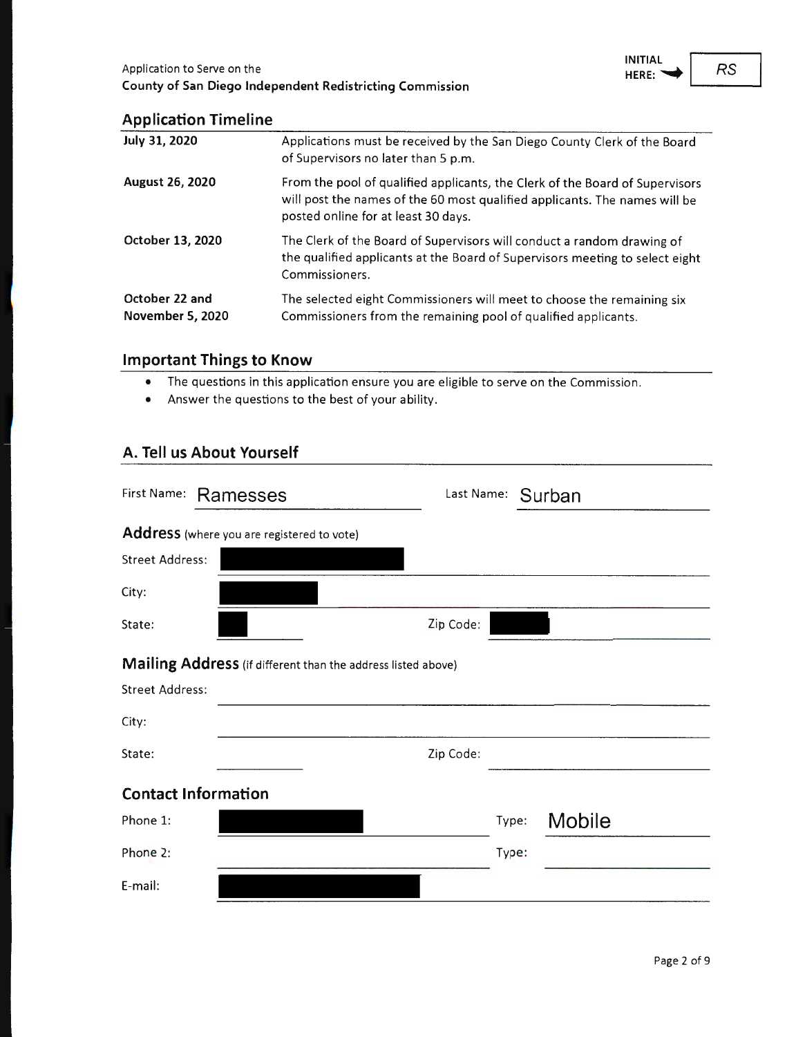Application to Serve on the
**County of San Diego Independent Redistricting Commission**

**INITIAL HERE:** RS

## Application Timeline

| | |
|---|---|
| **July 31, 2020** | Applications must be received by the San Diego County Clerk of the Board of Supervisors no later than 5 p.m. |
| **August 26, 2020** | From the pool of qualified applicants, the Clerk of the Board of Supervisors will post the names of the 60 most qualified applicants. The names will be posted online for at least 30 days. |
| **October 13, 2020** | The Clerk of the Board of Supervisors will conduct a random drawing of the qualified applicants at the Board of Supervisors meeting to select eight Commissioners. |
| **October 22 and November 5, 2020** | The selected eight Commissioners will meet to choose the remaining six Commissioners from the remaining pool of qualified applicants. |

## Important Things to Know

- The questions in this application ensure you are eligible to serve on the Commission.
- Answer the questions to the best of your ability.

## A. Tell us About Yourself

First Name: Ramesses

Last Name: Surban

### Address (where you are registered to vote)

Street Address: [REDACTED]

City: [REDACTED]

State: [REDACTED]

Zip Code: [REDACTED]

### Mailing Address (if different than the address listed above)

Street Address:

City:

State:

Zip Code:

### Contact Information

Phone 1: [REDACTED] Type: Mobile

Phone 2: Type:

E-mail: [REDACTED]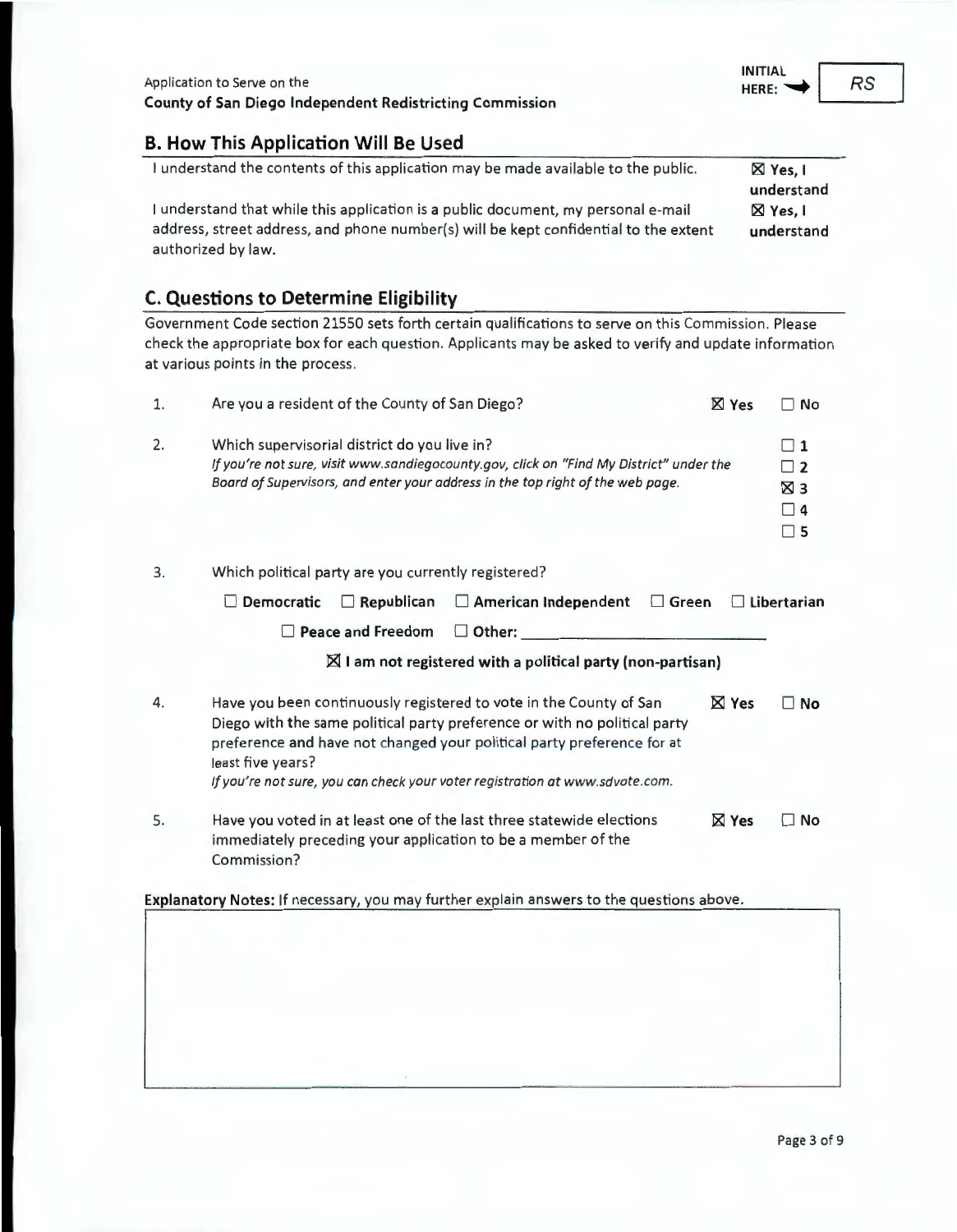Application to Serve on the
**County of San Diego Independent Redistricting Commission**

**INITIAL HERE:** ➡ *RS*

## B. How This Application Will Be Used

| | |
|---|---|
| I understand the contents of this application may be made available to the public. | ☒ **Yes, I understand** |
| I understand that while this application is a public document, my personal e-mail address, street address, and phone number(s) will be kept confidential to the extent authorized by law. | ☒ **Yes, I understand** |

## C. Questions to Determine Eligibility

Government Code section 21550 sets forth certain qualifications to serve on this Commission. Please check the appropriate box for each question. Applicants may be asked to verify and update information at various points in the process.

1. Are you a resident of the County of San Diego? ☒ **Yes** ☐ **No**

2. Which supervisorial district do you live in?
*If you're not sure, visit www.sandiegocounty.gov, click on "Find My District" under the Board of Supervisors, and enter your address in the top right of the web page.*
☐ **1**
☐ **2**
☒ **3**
☐ **4**
☐ **5**

3. Which political party are you currently registered?
☐ **Democratic** ☐ **Republican** ☐ **American Independent** ☐ **Green** ☐ **Libertarian**
☐ **Peace and Freedom** ☐ **Other:** ______________________
☒ **I am not registered with a political party (non-partisan)**

4. Have you been continuously registered to vote in the County of San Diego with the same political party preference or with no political party preference and have not changed your political party preference for at least five years? ☒ **Yes** ☐ **No**
*If you're not sure, you can check your voter registration at www.sdvote.com.*

5. Have you voted in at least one of the last three statewide elections immediately preceding your application to be a member of the Commission? ☒ **Yes** ☐ **No**

**Explanatory Notes:** If necessary, you may further explain answers to the questions above.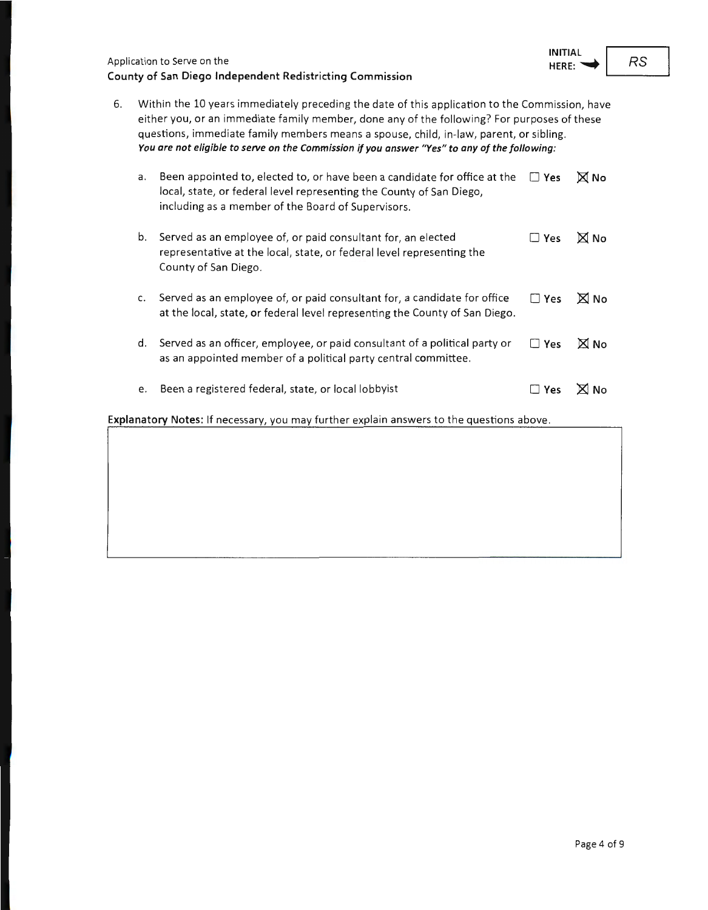Application to Serve on the
**County of San Diego Independent Redistricting Commission**

**INITIAL HERE:** RS

6. Within the 10 years immediately preceding the date of this application to the Commission, have either you, or an immediate family member, done any of the following? For purposes of these questions, immediate family members means a spouse, child, in-law, parent, or sibling. ***You are not eligible to serve on the Commission if you answer "Yes" to any of the following:***

   a. Been appointed to, elected to, or have been a candidate for office at the local, state, or federal level representing the County of San Diego, including as a member of the Board of Supervisors. ☐ **Yes** ☒ **No**

   b. Served as an employee of, or paid consultant for, an elected representative at the local, state, or federal level representing the County of San Diego. ☐ **Yes** ☒ **No**

   c. Served as an employee of, or paid consultant for, a candidate for office at the local, state, or federal level representing the County of San Diego. ☐ **Yes** ☒ **No**

   d. Served as an officer, employee, or paid consultant of a political party or as an appointed member of a political party central committee. ☐ **Yes** ☒ **No**

   e. Been a registered federal, state, or local lobbyist ☐ **Yes** ☒ **No**

**Explanatory Notes:** If necessary, you may further explain answers to the questions above.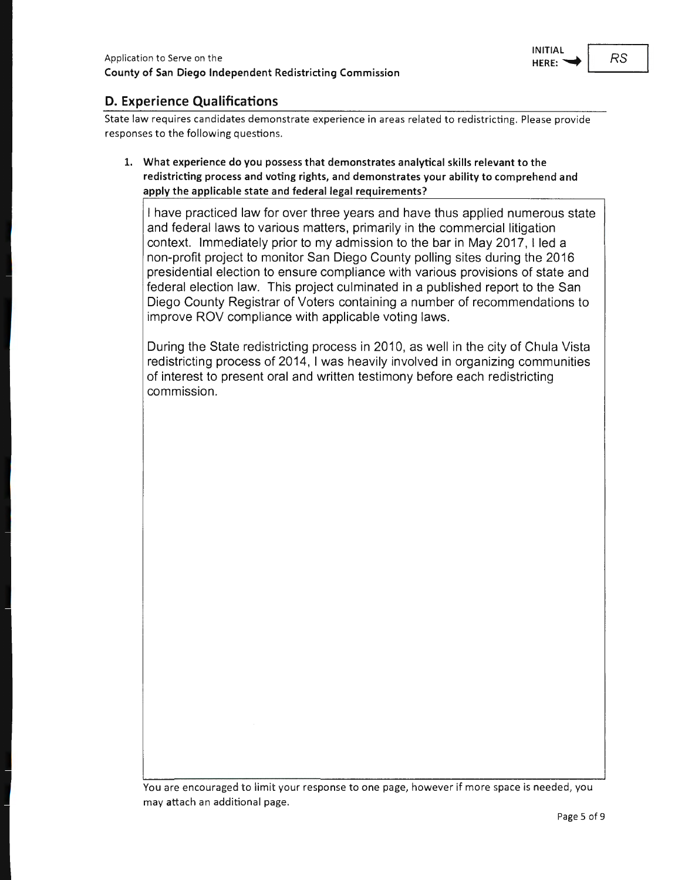## D. Experience Qualifications

State law requires candidates demonstrate experience in areas related to redistricting. Please provide responses to the following questions.

1. **What experience do you possess that demonstrates analytical skills relevant to the redistricting process and voting rights, and demonstrates your ability to comprehend and apply the applicable state and federal legal requirements?**

I have practiced law for over three years and have thus applied numerous state and federal laws to various matters, primarily in the commercial litigation context. Immediately prior to my admission to the bar in May 2017, I led a non-profit project to monitor San Diego County polling sites during the 2016 presidential election to ensure compliance with various provisions of state and federal election law. This project culminated in a published report to the San Diego County Registrar of Voters containing a number of recommendations to improve ROV compliance with applicable voting laws.

During the State redistricting process in 2010, as well in the city of Chula Vista redistricting process of 2014, I was heavily involved in organizing communities of interest to present oral and written testimony before each redistricting commission.

You are encouraged to limit your response to one page, however if more space is needed, you may attach an additional page.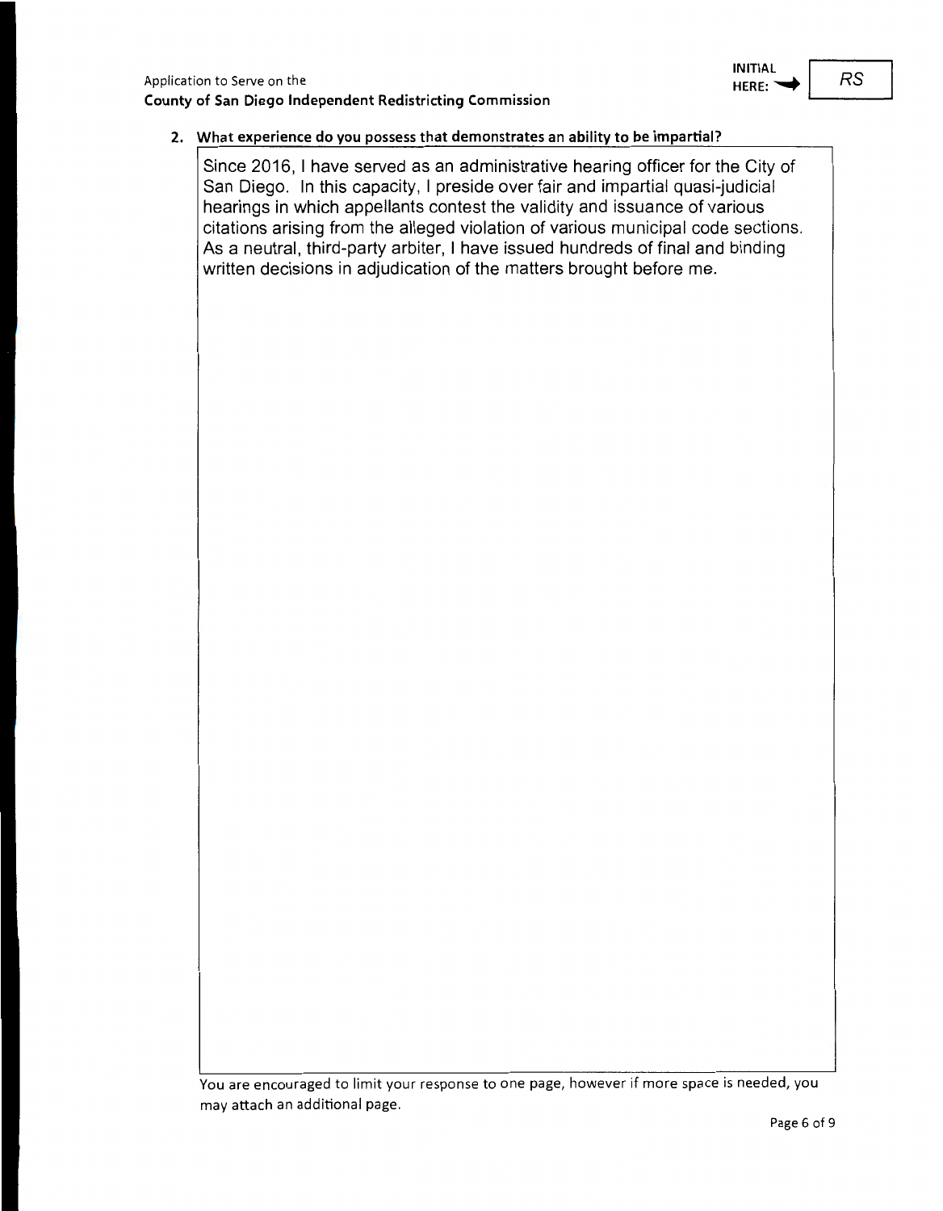Application to Serve on the
**County of San Diego Independent Redistricting Commission**

INITIAL HERE: ➡ RS

**2. What experience do you possess that demonstrates an ability to be impartial?**

Since 2016, I have served as an administrative hearing officer for the City of San Diego. In this capacity, I preside over fair and impartial quasi-judicial hearings in which appellants contest the validity and issuance of various citations arising from the alleged violation of various municipal code sections. As a neutral, third-party arbiter, I have issued hundreds of final and binding written decisions in adjudication of the matters brought before me.

You are encouraged to limit your response to one page, however if more space is needed, you may attach an additional page.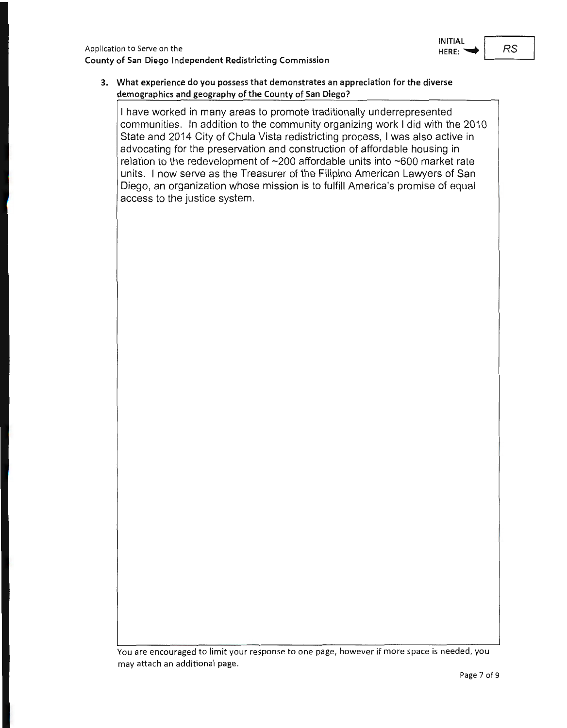**INITIAL HERE:** RS

**3. What experience do you possess that demonstrates an appreciation for the diverse demographics and geography of the County of San Diego?**

I have worked in many areas to promote traditionally underrepresented communities. In addition to the community organizing work I did with the 2010 State and 2014 City of Chula Vista redistricting process, I was also active in advocating for the preservation and construction of affordable housing in relation to the redevelopment of ~200 affordable units into ~600 market rate units. I now serve as the Treasurer of the Filipino American Lawyers of San Diego, an organization whose mission is to fulfill America's promise of equal access to the justice system.

You are encouraged to limit your response to one page, however if more space is needed, you may attach an additional page.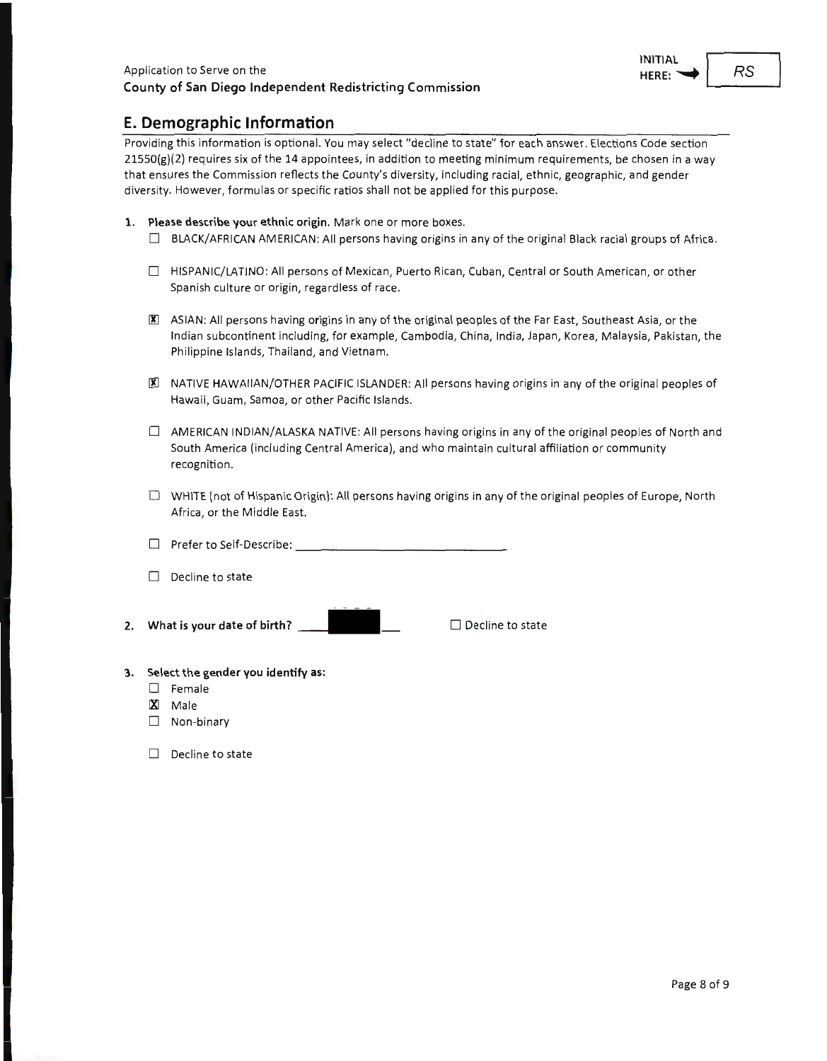Application to Serve on the
**County of San Diego Independent Redistricting Commission**

INITIAL HERE: RS

## E. Demographic Information

Providing this information is optional. You may select "decline to state" for each answer. Elections Code section 21550(g)(2) requires six of the 14 appointees, in addition to meeting minimum requirements, be chosen in a way that ensures the Commission reflects the County's diversity, including racial, ethnic, geographic, and gender diversity. However, formulas or specific ratios shall not be applied for this purpose.

1. **Please describe your ethnic origin.** Mark one or more boxes.
   - ☐ BLACK/AFRICAN AMERICAN: All persons having origins in any of the original Black racial groups of Africa.
   - ☐ HISPANIC/LATINO: All persons of Mexican, Puerto Rican, Cuban, Central or South American, or other Spanish culture or origin, regardless of race.
   - ☒ ASIAN: All persons having origins in any of the original peoples of the Far East, Southeast Asia, or the Indian subcontinent including, for example, Cambodia, China, India, Japan, Korea, Malaysia, Pakistan, the Philippine Islands, Thailand, and Vietnam.
   - ☒ NATIVE HAWAIIAN/OTHER PACIFIC ISLANDER: All persons having origins in any of the original peoples of Hawaii, Guam, Samoa, or other Pacific Islands.
   - ☐ AMERICAN INDIAN/ALASKA NATIVE: All persons having origins in any of the original peoples of North and South America (including Central America), and who maintain cultural affiliation or community recognition.
   - ☐ WHITE (not of Hispanic Origin): All persons having origins in any of the original peoples of Europe, North Africa, or the Middle East.
   - ☐ Prefer to Self-Describe: ______________________
   - ☐ Decline to state

2. **What is your date of birth?** ██████ ☐ Decline to state

3. **Select the gender you identify as:**
   - ☐ Female
   - ☒ Male
   - ☐ Non-binary
   - ☐ Decline to state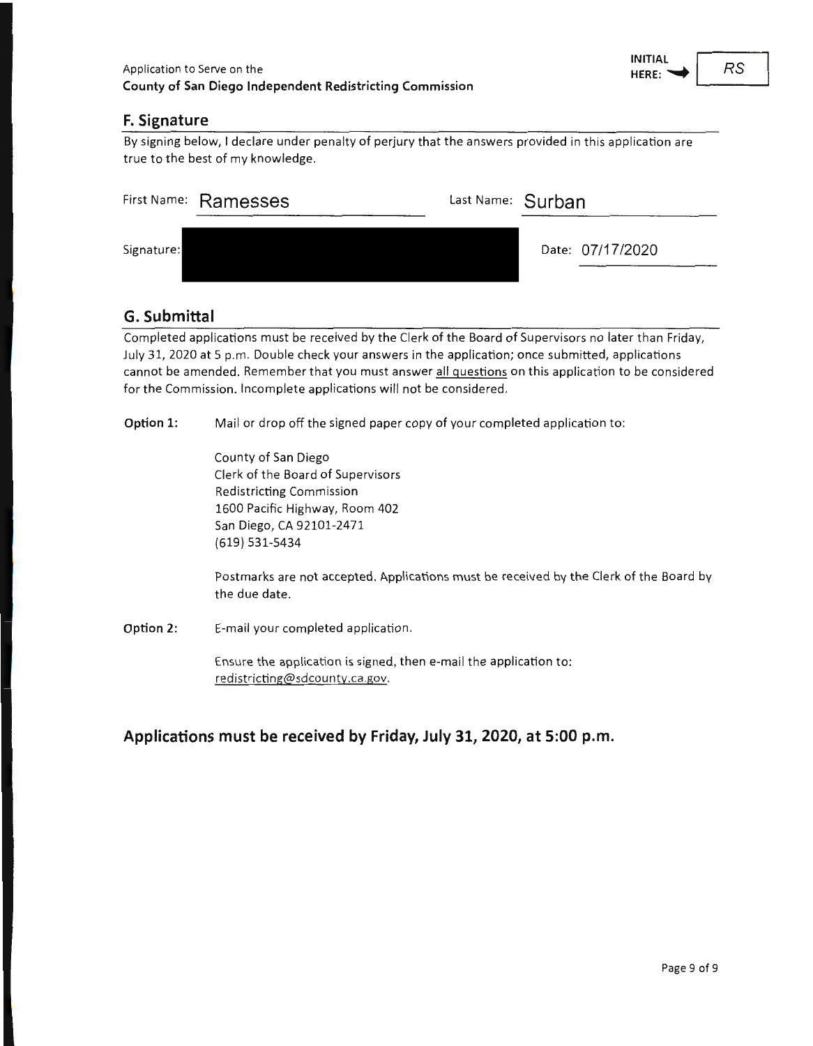Application to Serve on the
**County of San Diego Independent Redistricting Commission**

**INITIAL HERE:** RS

## F. Signature

By signing below, I declare under penalty of perjury that the answers provided in this application are true to the best of my knowledge.

First Name: Ramesses

Last Name: Surban

Signature: [redacted]

Date: 07/17/2020

## G. Submittal

Completed applications must be received by the Clerk of the Board of Supervisors no later than Friday, July 31, 2020 at 5 p.m. Double check your answers in the application; once submitted, applications cannot be amended. Remember that you must answer all questions on this application to be considered for the Commission. Incomplete applications will not be considered.

**Option 1:** Mail or drop off the signed paper copy of your completed application to:

County of San Diego
Clerk of the Board of Supervisors
Redistricting Commission
1600 Pacific Highway, Room 402
San Diego, CA 92101-2471
(619) 531-5434

Postmarks are not accepted. Applications must be received by the Clerk of the Board by the due date.

**Option 2:** E-mail your completed application.

Ensure the application is signed, then e-mail the application to: redistricting@sdcounty.ca.gov.

**Applications must be received by Friday, July 31, 2020, at 5:00 p.m.**